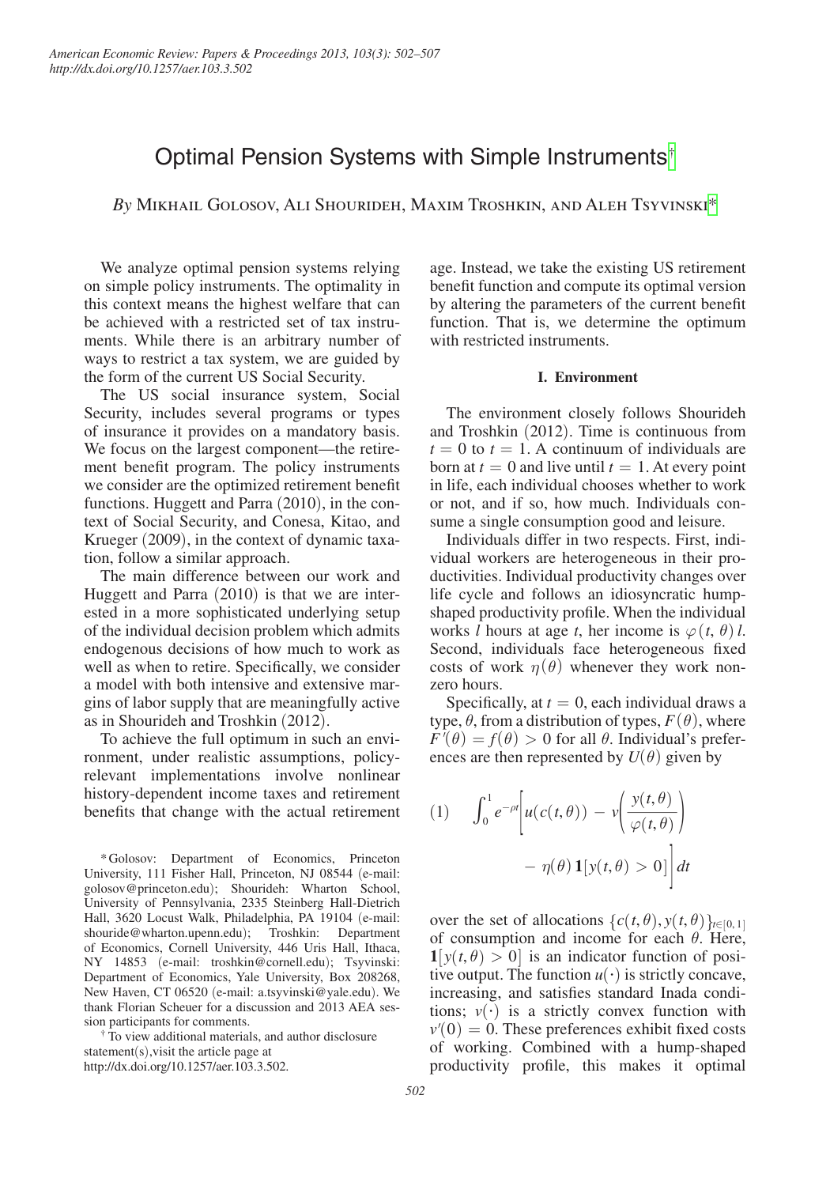# Optimal Pension Systems with Simple Instruments[†]

*By* Mikhail Golosov, Ali Shourideh, Maxim Troshkin, and Aleh Tsyvinski[*]

We analyze optimal pension systems relying on simple policy instruments. The optimality in this context means the highest welfare that can be achieved with a restricted set of tax instruments. While there is an arbitrary number of ways to restrict a tax system, we are guided by the form of the current US Social Security.

The US social insurance system, Social Security, includes several programs or types of insurance it provides on a mandatory basis. We focus on the largest component—the retirement benefit program. The policy instruments we consider are the optimized retirement benefit functions. Huggett and Parra (2010), in the context of Social Security, and Conesa, Kitao, and Krueger (2009), in the context of dynamic taxation, follow a similar approach.

The main difference between our work and Huggett and Parra (2010) is that we are interested in a more sophisticated underlying setup of the individual decision problem which admits endogenous decisions of how much to work as well as when to retire. Specifically, we consider a model with both intensive and extensive margins of labor supply that are meaningfully active as in Shourideh and Troshkin (2012).

To achieve the full optimum in such an environment, under realistic assumptions, policy-relevant implementations involve nonlinear history-dependent income taxes and retirement benefits that change with the actual retirement age. Instead, we take the existing US retirement benefit function and compute its optimal version by altering the parameters of the current benefit function. That is, we determine the optimum with restricted instruments.

## I. Environment

The environment closely follows Shourideh and Troshkin (2012). Time is continuous from $t = 0$ to $t = 1$. A continuum of individuals are born at $t = 0$ and live until $t = 1$. At every point in life, each individual chooses whether to work or not, and if so, how much. Individuals consume a single consumption good and leisure.

Individuals differ in two respects. First, individual workers are heterogeneous in their productivities. Individual productivity changes over life cycle and follows an idiosyncratic hump-shaped productivity profile. When the individual works $l$ hours at age $t$, her income is $\varphi(t, \theta)\, l$. Second, individuals face heterogeneous fixed costs of work $\eta(\theta)$ whenever they work nonzero hours.

Specifically, at $t = 0$, each individual draws a type, $\theta$, from a distribution of types, $F(\theta)$, where $F'(\theta) = f(\theta) > 0$ for all $\theta$. Individual's preferences are then represented by $U(\theta)$ given by

$$(1) \quad \int_0^1 e^{-\rho t}\left[u(c(t,\theta)) - v\left(\frac{y(t,\theta)}{\varphi(t,\theta)}\right) - \eta(\theta)\,\mathbf{1}[y(t,\theta) > 0]\right] dt$$

over the set of allocations $\{c(t,\theta), y(t,\theta)\}_{t\in[0,1]}$ of consumption and income for each $\theta$. Here, $\mathbf{1}[y(t,\theta) > 0]$ is an indicator function of positive output. The function $u(\cdot)$ is strictly concave, increasing, and satisfies standard Inada conditions; $v(\cdot)$ is a strictly convex function with $v'(0) = 0$. These preferences exhibit fixed costs of working. Combined with a hump-shaped productivity profile, this makes it optimal

[*] Golosov: Department of Economics, Princeton University, 111 Fisher Hall, Princeton, NJ 08544 (e-mail: golosov@princeton.edu); Shourideh: Wharton School, University of Pennsylvania, 2335 Steinberg Hall-Dietrich Hall, 3620 Locust Walk, Philadelphia, PA 19104 (e-mail: shouride@wharton.upenn.edu); Troshkin: Department of Economics, Cornell University, 446 Uris Hall, Ithaca, NY 14853 (e-mail: troshkin@cornell.edu); Tsyvinski: Department of Economics, Yale University, Box 208268, New Haven, CT 06520 (e-mail: a.tsyvinski@yale.edu). We thank Florian Scheuer for a discussion and 2013 AEA session participants for comments.

[†] To view additional materials, and author disclosure statement(s),visit the article page at http://dx.doi.org/10.1257/aer.103.3.502.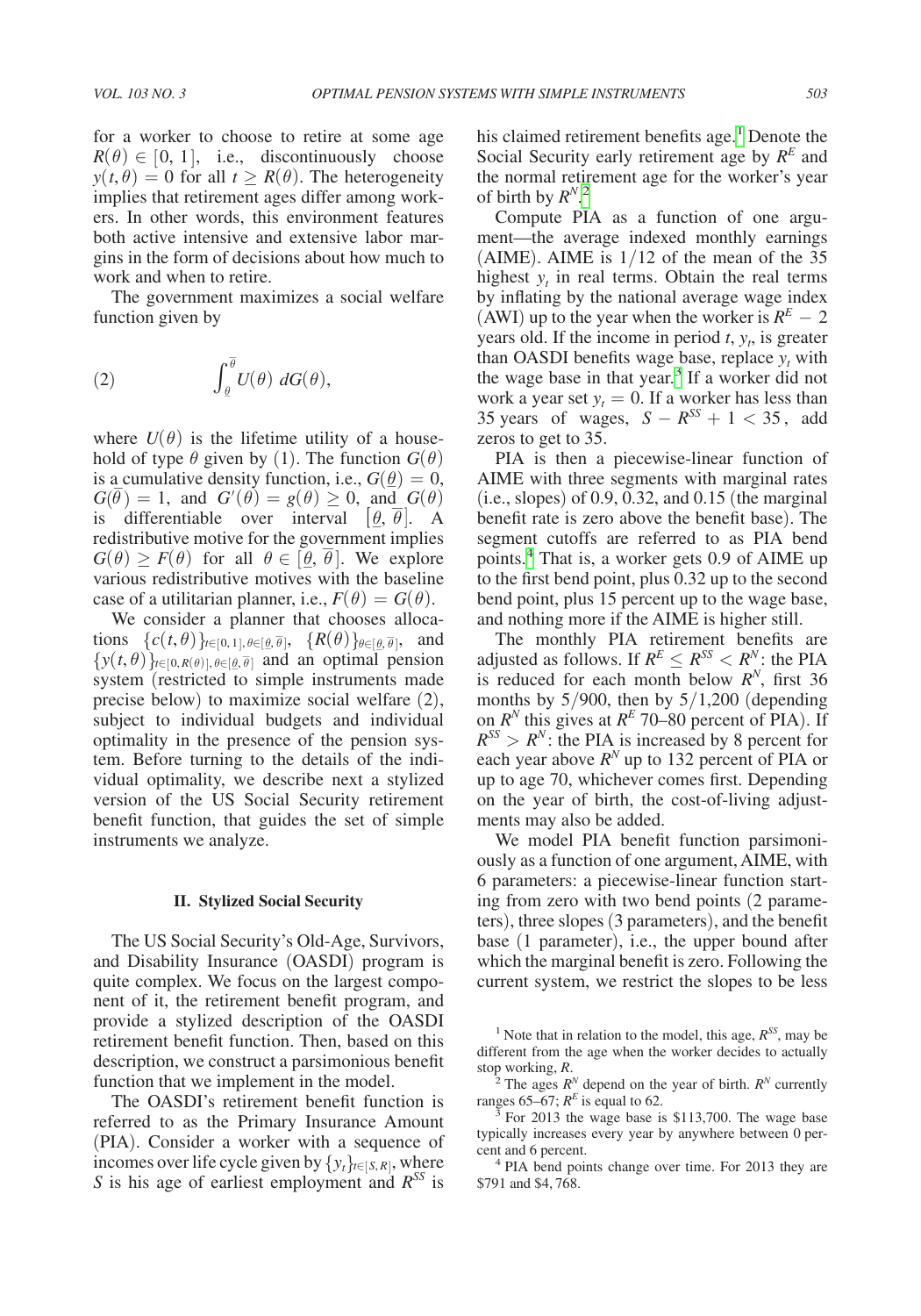for a worker to choose to retire at some age $R(\theta) \in [0, 1]$, i.e., discontinuously choose $y(t, \theta) = 0$ for all $t \geq R(\theta)$. The heterogeneity implies that retirement ages differ among workers. In other words, this environment features both active intensive and extensive labor margins in the form of decisions about how much to work and when to retire.

The government maximizes a social welfare function given by

$$\int_{\underline{\theta}}^{\overline{\theta}} U(\theta)\, dG(\theta), \tag{2}$$

where $U(\theta)$ is the lifetime utility of a household of type $\theta$ given by (1). The function $G(\theta)$ is a cumulative density function, i.e., $G(\underline{\theta}) = 0$, $G(\overline{\theta}) = 1$, and $G'(\theta) = g(\theta) \geq 0$, and $G(\theta)$ is differentiable over interval $[\underline{\theta}, \overline{\theta}]$. A redistributive motive for the government implies $G(\theta) \geq F(\theta)$ for all $\theta \in [\underline{\theta}, \overline{\theta}]$. We explore various redistributive motives with the baseline case of a utilitarian planner, i.e., $F(\theta) = G(\theta)$.

We consider a planner that chooses allocations $\{c(t, \theta)\}_{t \in [0,1], \theta \in [\underline{\theta}, \overline{\theta}]}$, $\{R(\theta)\}_{\theta \in [\underline{\theta}, \overline{\theta}]}$, and $\{y(t, \theta)\}_{t \in [0, R(\theta)], \theta \in [\underline{\theta}, \overline{\theta}]}$ and an optimal pension system (restricted to simple instruments made precise below) to maximize social welfare (2), subject to individual budgets and individual optimality in the presence of the pension system. Before turning to the details of the individual optimality, we describe next a stylized version of the US Social Security retirement benefit function, that guides the set of simple instruments we analyze.

## II. Stylized Social Security

The US Social Security's Old-Age, Survivors, and Disability Insurance (OASDI) program is quite complex. We focus on the largest component of it, the retirement benefit program, and provide a stylized description of the OASDI retirement benefit function. Then, based on this description, we construct a parsimonious benefit function that we implement in the model.

The OASDI's retirement benefit function is referred to as the Primary Insurance Amount (PIA). Consider a worker with a sequence of incomes over life cycle given by $\{y_t\}_{t \in [S, R]}$, where $S$ is his age of earliest employment and $R^{SS}$ is his claimed retirement benefits age.[1] Denote the Social Security early retirement age by $R^E$ and the normal retirement age for the worker's year of birth by $R^N$.[2]

Compute PIA as a function of one argument—the average indexed monthly earnings (AIME). AIME is 1/12 of the mean of the 35 highest $y_t$ in real terms. Obtain the real terms by inflating by the national average wage index (AWI) up to the year when the worker is $R^E - 2$ years old. If the income in period $t$, $y_t$, is greater than OASDI benefits wage base, replace $y_t$ with the wage base in that year.[3] If a worker did not work a year set $y_t = 0$. If a worker has less than 35 years of wages, $S - R^{SS} + 1 < 35$, add zeros to get to 35.

PIA is then a piecewise-linear function of AIME with three segments with marginal rates (i.e., slopes) of 0.9, 0.32, and 0.15 (the marginal benefit rate is zero above the benefit base). The segment cutoffs are referred to as PIA bend points.[4] That is, a worker gets 0.9 of AIME up to the first bend point, plus 0.32 up to the second bend point, plus 15 percent up to the wage base, and nothing more if the AIME is higher still.

The monthly PIA retirement benefits are adjusted as follows. If $R^E \leq R^{SS} < R^N$: the PIA is reduced for each month below $R^N$, first 36 months by 5/900, then by 5/1,200 (depending on $R^N$ this gives at $R^E$ 70–80 percent of PIA). If $R^{SS} > R^N$: the PIA is increased by 8 percent for each year above $R^N$ up to 132 percent of PIA or up to age 70, whichever comes first. Depending on the year of birth, the cost-of-living adjustments may also be added.

We model PIA benefit function parsimoniously as a function of one argument, AIME, with 6 parameters: a piecewise-linear function starting from zero with two bend points (2 parameters), three slopes (3 parameters), and the benefit base (1 parameter), i.e., the upper bound after which the marginal benefit is zero. Following the current system, we restrict the slopes to be less

[1] Note that in relation to the model, this age, $R^{SS}$, may be different from the age when the worker decides to actually stop working, $R$.

[2] The ages $R^N$ depend on the year of birth. $R^N$ currently ranges 65–67; $R^E$ is equal to 62.

[3] For 2013 the wage base is \$113,700. The wage base typically increases every year by anywhere between 0 percent and 6 percent.

[4] PIA bend points change over time. For 2013 they are \$791 and \$4,768.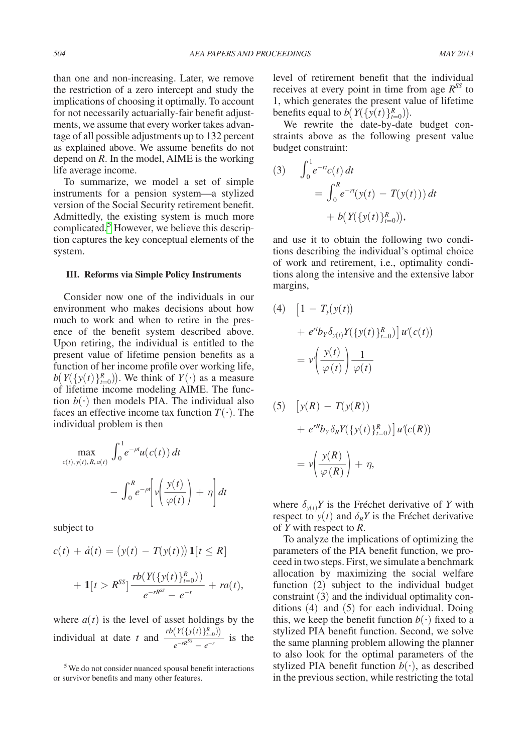than one and non-increasing. Later, we remove the restriction of a zero intercept and study the implications of choosing it optimally. To account for not necessarily actuarially-fair benefit adjustments, we assume that every worker takes advantage of all possible adjustments up to 132 percent as explained above. We assume benefits do not depend on $R$. In the model, AIME is the working life average income.

To summarize, we model a set of simple instruments for a pension system—a stylized version of the Social Security retirement benefit. Admittedly, the existing system is much more complicated.[5] However, we believe this description captures the key conceptual elements of the system.

## III. Reforms via Simple Policy Instruments

Consider now one of the individuals in our environment who makes decisions about how much to work and when to retire in the presence of the benefit system described above. Upon retiring, the individual is entitled to the present value of lifetime pension benefits as a function of her income profile over working life, $b\big(Y(\{y(t)\}_{t=0}^{R})\big)$. We think of $Y(\cdot)$ as a measure of lifetime income modeling AIME. The function $b(\cdot)$ then models PIA. The individual also faces an effective income tax function $T(\cdot)$. The individual problem is then

$$\max_{c(t),\,y(t),\,R,\,a(t)} \int_0^1 e^{-\rho t} u(c(t))\,dt - \int_0^R e^{-\rho t}\left[v\!\left(\frac{y(t)}{\varphi(t)}\right) + \eta\right] dt$$

subject to

$$c(t) + \dot{a}(t) = \big(y(t) - T(y(t))\big)\,\mathbf{1}[t \le R] + \mathbf{1}[t > R^{SS}]\,\frac{rb\big(Y(\{y(t)\}_{t=0}^{R})\big)}{e^{-rR^{SS}} - e^{-r}} + ra(t),$$

where $a(t)$ is the level of asset holdings by the individual at date $t$ and $\frac{rb\left(Y(\{y(t)\}_{t=0}^{R})\right)}{e^{-rR^{SS}} - e^{-r}}$ is the level of retirement benefit that the individual receives at every point in time from age $R^{SS}$ to 1, which generates the present value of lifetime benefits equal to $b\big(Y(\{y(t)\}_{t=0}^{R})\big)$.

We rewrite the date-by-date budget constraints above as the following present value budget constraint:

$$(3)\qquad \int_0^1 e^{-rt} c(t)\,dt = \int_0^R e^{-rt}\big(y(t) - T(y(t))\big)\,dt + b\big(Y(\{y(t)\}_{t=0}^{R})\big),$$

and use it to obtain the following two conditions describing the individual's optimal choice of work and retirement, i.e., optimality conditions along the intensive and the extensive labor margins,

$$(4)\qquad \big[1 - T_y(y(t)) + e^{rt} b_Y \delta_{y(t)} Y(\{y(t)\}_{t=0}^{R})\big]\,u'(c(t)) = v'\!\left(\frac{y(t)}{\varphi(t)}\right)\frac{1}{\varphi(t)}$$

$$(5)\qquad \big[y(R) - T(y(R)) + e^{rR} b_Y \delta_R Y(\{y(t)\}_{t=0}^{R})\big]\,u'(c(R)) = v\!\left(\frac{y(R)}{\varphi(R)}\right) + \eta,$$

where $\delta_{y(t)}Y$ is the Fréchet derivative of $Y$ with respect to $y(t)$ and $\delta_R Y$ is the Fréchet derivative of $Y$ with respect to $R$.

To analyze the implications of optimizing the parameters of the PIA benefit function, we proceed in two steps. First, we simulate a benchmark allocation by maximizing the social welfare function (2) subject to the individual budget constraint (3) and the individual optimality conditions (4) and (5) for each individual. Doing this, we keep the benefit function $b(\cdot)$ fixed to a stylized PIA benefit function. Second, we solve the same planning problem allowing the planner to also look for the optimal parameters of the stylized PIA benefit function $b(\cdot)$, as described in the previous section, while restricting the total

[5] We do not consider nuanced spousal benefit interactions or survivor benefits and many other features.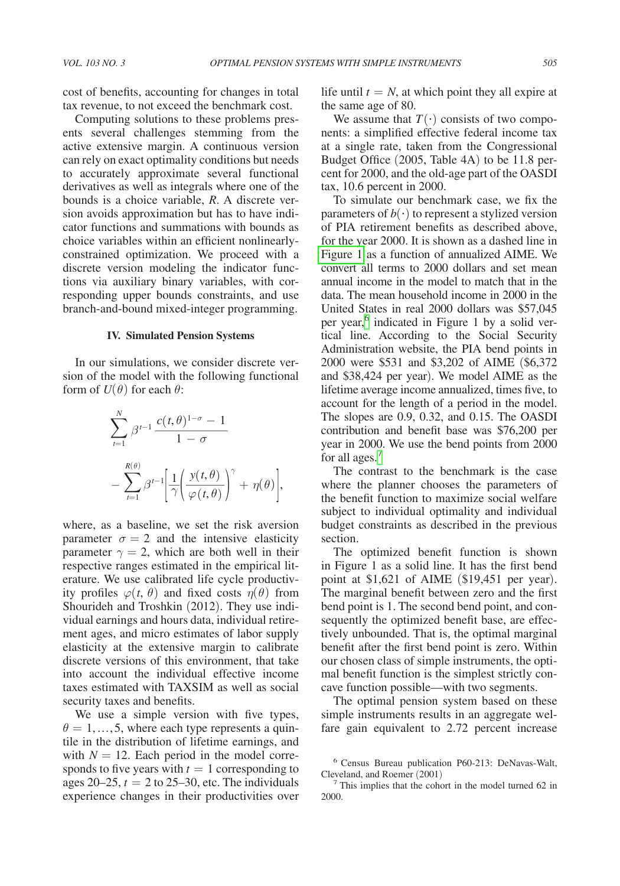cost of benefits, accounting for changes in total tax revenue, to not exceed the benchmark cost.

Computing solutions to these problems presents several challenges stemming from the active extensive margin. A continuous version can rely on exact optimality conditions but needs to accurately approximate several functional derivatives as well as integrals where one of the bounds is a choice variable, $R$. A discrete version avoids approximation but has to have indicator functions and summations with bounds as choice variables within an efficient nonlinearly-constrained optimization. We proceed with a discrete version modeling the indicator functions via auxiliary binary variables, with corresponding upper bounds constraints, and use branch-and-bound mixed-integer programming.

## IV. Simulated Pension Systems

In our simulations, we consider discrete version of the model with the following functional form of $U(\theta)$ for each $\theta$:

$$\sum_{t=1}^{N} \beta^{t-1} \frac{c(t,\theta)^{1-\sigma} - 1}{1-\sigma} - \sum_{t=1}^{R(\theta)} \beta^{t-1} \left[ \frac{1}{\gamma} \left( \frac{y(t,\theta)}{\varphi(t,\theta)} \right)^{\gamma} + \eta(\theta) \right],$$

where, as a baseline, we set the risk aversion parameter $\sigma = 2$ and the intensive elasticity parameter $\gamma = 2$, which are both well in their respective ranges estimated in the empirical literature. We use calibrated life cycle productivity profiles $\varphi(t, \theta)$ and fixed costs $\eta(\theta)$ from Shourideh and Troshkin (2012). They use individual earnings and hours data, individual retirement ages, and micro estimates of labor supply elasticity at the extensive margin to calibrate discrete versions of this environment, that take into account the individual effective income taxes estimated with TAXSIM as well as social security taxes and benefits.

We use a simple version with five types, $\theta = 1, \ldots, 5$, where each type represents a quintile in the distribution of lifetime earnings, and with $N = 12$. Each period in the model corresponds to five years with $t = 1$ corresponding to ages 20–25, $t = 2$ to 25–30, etc. The individuals experience changes in their productivities over life until $t = N$, at which point they all expire at the same age of 80.

We assume that $T(\cdot)$ consists of two components: a simplified effective federal income tax at a single rate, taken from the Congressional Budget Office (2005, Table 4A) to be 11.8 percent for 2000, and the old-age part of the OASDI tax, 10.6 percent in 2000.

To simulate our benchmark case, we fix the parameters of $b(\cdot)$ to represent a stylized version of PIA retirement benefits as described above, for the year 2000. It is shown as a dashed line in Figure 1 as a function of annualized AIME. We convert all terms to 2000 dollars and set mean annual income in the model to match that in the data. The mean household income in 2000 in the United States in real 2000 dollars was \$57,045 per year,[6] indicated in Figure 1 by a solid vertical line. According to the Social Security Administration website, the PIA bend points in 2000 were \$531 and \$3,202 of AIME (\$6,372 and \$38,424 per year). We model AIME as the lifetime average income annualized, times five, to account for the length of a period in the model. The slopes are 0.9, 0.32, and 0.15. The OASDI contribution and benefit base was \$76,200 per year in 2000. We use the bend points from 2000 for all ages.[7]

The contrast to the benchmark is the case where the planner chooses the parameters of the benefit function to maximize social welfare subject to individual optimality and individual budget constraints as described in the previous section.

The optimized benefit function is shown in Figure 1 as a solid line. It has the first bend point at \$1,621 of AIME (\$19,451 per year). The marginal benefit between zero and the first bend point is 1. The second bend point, and consequently the optimized benefit base, are effectively unbounded. That is, the optimal marginal benefit after the first bend point is zero. Within our chosen class of simple instruments, the optimal benefit function is the simplest strictly concave function possible—with two segments.

The optimal pension system based on these simple instruments results in an aggregate welfare gain equivalent to 2.72 percent increase

[6] Census Bureau publication P60-213: DeNavas-Walt, Cleveland, and Roemer (2001)

[7] This implies that the cohort in the model turned 62 in 2000.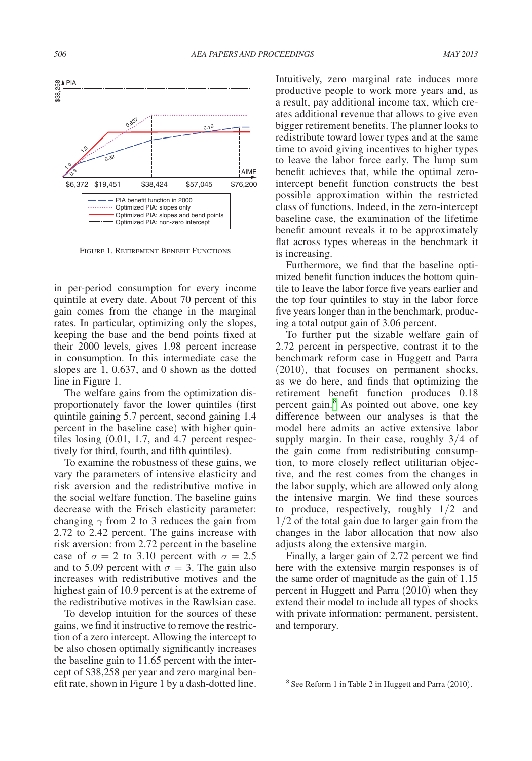FIGURE 1. RETIREMENT BENEFIT FUNCTIONS

in per-period consumption for every income quintile at every date. About 70 percent of this gain comes from the change in the marginal rates. In particular, optimizing only the slopes, keeping the base and the bend points fixed at their 2000 levels, gives 1.98 percent increase in consumption. In this intermediate case the slopes are 1, 0.637, and 0 shown as the dotted line in Figure 1.

The welfare gains from the optimization disproportionately favor the lower quintiles (first quintile gaining 5.7 percent, second gaining 1.4 percent in the baseline case) with higher quintiles losing (0.01, 1.7, and 4.7 percent respectively for third, fourth, and fifth quintiles).

To examine the robustness of these gains, we vary the parameters of intensive elasticity and risk aversion and the redistributive motive in the social welfare function. The baseline gains decrease with the Frisch elasticity parameter: changing $\gamma$ from 2 to 3 reduces the gain from 2.72 to 2.42 percent. The gains increase with risk aversion: from 2.72 percent in the baseline case of $\sigma = 2$ to 3.10 percent with $\sigma = 2.5$ and to 5.09 percent with $\sigma = 3$. The gain also increases with redistributive motives and the highest gain of 10.9 percent is at the extreme of the redistributive motives in the Rawlsian case.

To develop intuition for the sources of these gains, we find it instructive to remove the restriction of a zero intercept. Allowing the intercept to be also chosen optimally significantly increases the baseline gain to 11.65 percent with the intercept of \$38,258 per year and zero marginal benefit rate, shown in Figure 1 by a dash-dotted line. Intuitively, zero marginal rate induces more productive people to work more years and, as a result, pay additional income tax, which creates additional revenue that allows to give even bigger retirement benefits. The planner looks to redistribute toward lower types and at the same time to avoid giving incentives to higher types to leave the labor force early. The lump sum benefit achieves that, while the optimal zero-intercept benefit function constructs the best possible approximation within the restricted class of functions. Indeed, in the zero-intercept baseline case, the examination of the lifetime benefit amount reveals it to be approximately flat across types whereas in the benchmark it is increasing.

Furthermore, we find that the baseline optimized benefit function induces the bottom quintile to leave the labor force five years earlier and the top four quintiles to stay in the labor force five years longer than in the benchmark, producing a total output gain of 3.06 percent.

To further put the sizable welfare gain of 2.72 percent in perspective, contrast it to the benchmark reform case in Huggett and Parra (2010), that focuses on permanent shocks, as we do here, and finds that optimizing the retirement benefit function produces 0.18 percent gain.[8] As pointed out above, one key difference between our analyses is that the model here admits an active extensive labor supply margin. In their case, roughly 3/4 of the gain come from redistributing consumption, to more closely reflect utilitarian objective, and the rest comes from the changes in the labor supply, which are allowed only along the intensive margin. We find these sources to produce, respectively, roughly 1/2 and 1/2 of the total gain due to larger gain from the changes in the labor allocation that now also adjusts along the extensive margin.

Finally, a larger gain of 2.72 percent we find here with the extensive margin responses is of the same order of magnitude as the gain of 1.15 percent in Huggett and Parra (2010) when they extend their model to include all types of shocks with private information: permanent, persistent, and temporary.

[8] See Reform 1 in Table 2 in Huggett and Parra (2010).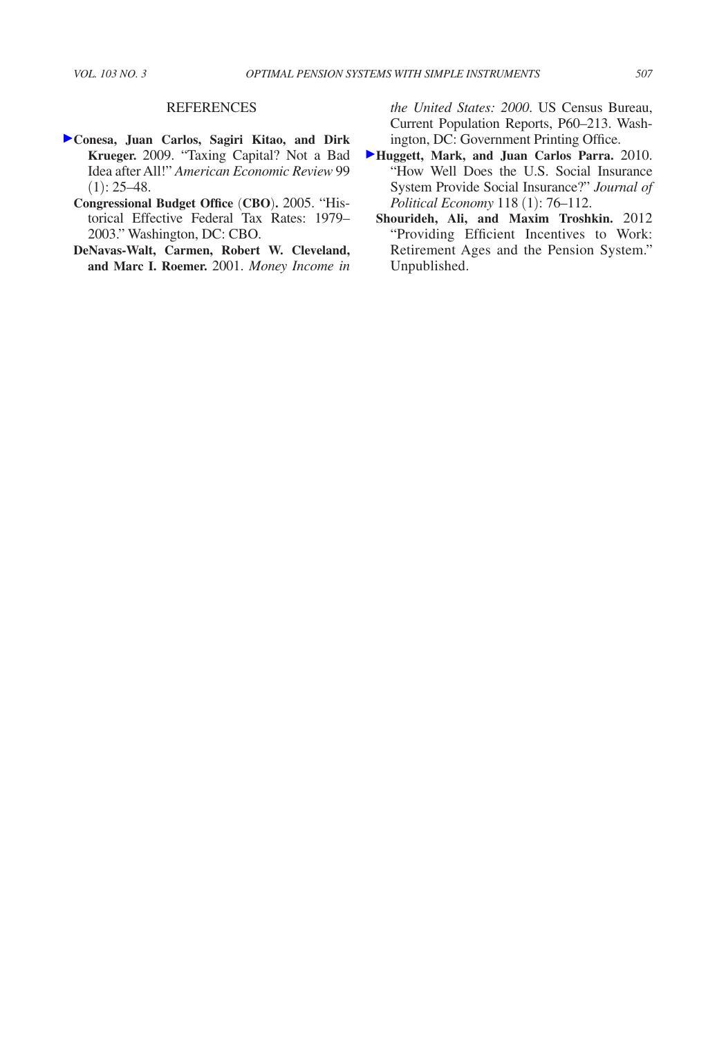## REFERENCES

**Conesa, Juan Carlos, Sagiri Kitao, and Dirk Krueger.** 2009. "Taxing Capital? Not a Bad Idea after All!" *American Economic Review* 99 (1): 25–48.

**Congressional Budget Office (CBO).** 2005. "Historical Effective Federal Tax Rates: 1979–2003." Washington, DC: CBO.

**DeNavas-Walt, Carmen, Robert W. Cleveland, and Marc I. Roemer.** 2001. *Money Income in the United States: 2000.* US Census Bureau, Current Population Reports, P60–213. Washington, DC: Government Printing Office.

**Huggett, Mark, and Juan Carlos Parra.** 2010. "How Well Does the U.S. Social Insurance System Provide Social Insurance?" *Journal of Political Economy* 118 (1): 76–112.

**Shourideh, Ali, and Maxim Troshkin.** 2012 "Providing Efficient Incentives to Work: Retirement Ages and the Pension System." Unpublished.